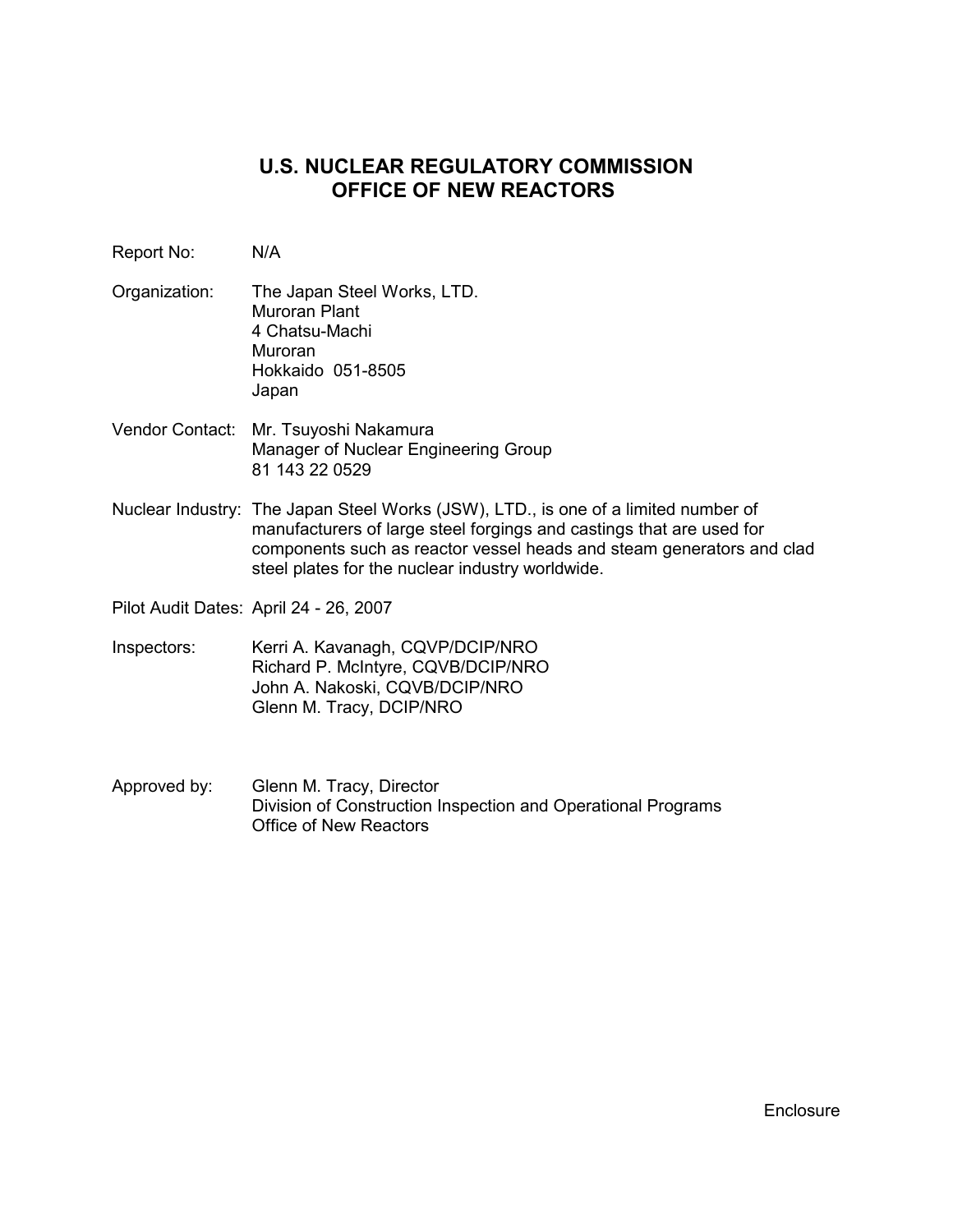# U.S. NUCLEAR REGULATORY COMMISSION
## OFFICE OF NEW REACTORS

Report No: N/A

Organization: The Japan Steel Works, LTD.
Muroran Plant
4 Chatsu-Machi
Muroran
Hokkaido 051-8505
Japan

Vendor Contact: Mr. Tsuyoshi Nakamura
Manager of Nuclear Engineering Group
81 143 22 0529

Nuclear Industry: The Japan Steel Works (JSW), LTD., is one of a limited number of manufacturers of large steel forgings and castings that are used for components such as reactor vessel heads and steam generators and clad steel plates for the nuclear industry worldwide.

Pilot Audit Dates: April 24 - 26, 2007

Inspectors: Kerri A. Kavanagh, CQVP/DCIP/NRO
Richard P. McIntyre, CQVB/DCIP/NRO
John A. Nakoski, CQVB/DCIP/NRO
Glenn M. Tracy, DCIP/NRO

Approved by: Glenn M. Tracy, Director
Division of Construction Inspection and Operational Programs
Office of New Reactors

Enclosure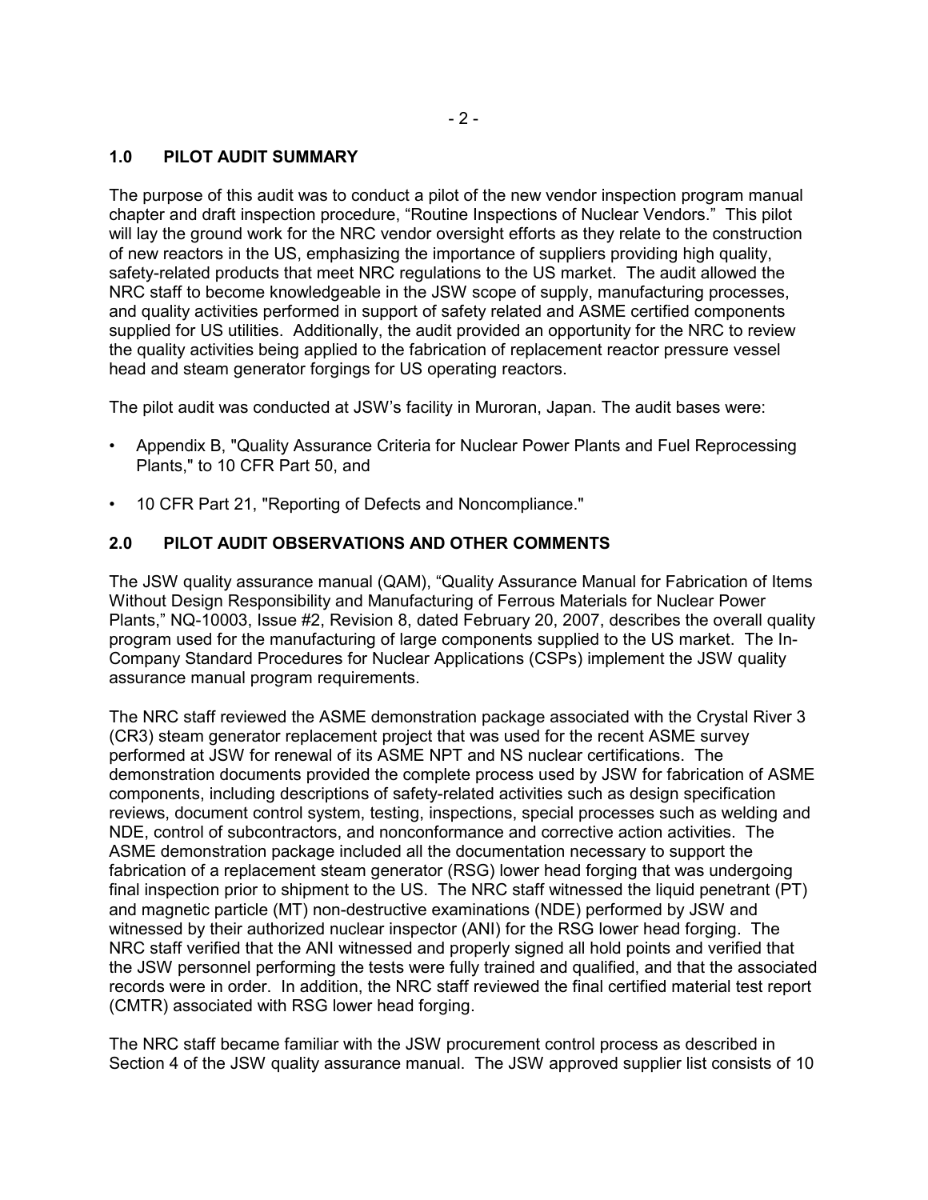## 1.0 PILOT AUDIT SUMMARY

The purpose of this audit was to conduct a pilot of the new vendor inspection program manual chapter and draft inspection procedure, "Routine Inspections of Nuclear Vendors." This pilot will lay the ground work for the NRC vendor oversight efforts as they relate to the construction of new reactors in the US, emphasizing the importance of suppliers providing high quality, safety-related products that meet NRC regulations to the US market. The audit allowed the NRC staff to become knowledgeable in the JSW scope of supply, manufacturing processes, and quality activities performed in support of safety related and ASME certified components supplied for US utilities. Additionally, the audit provided an opportunity for the NRC to review the quality activities being applied to the fabrication of replacement reactor pressure vessel head and steam generator forgings for US operating reactors.

The pilot audit was conducted at JSW's facility in Muroran, Japan. The audit bases were:

- Appendix B, "Quality Assurance Criteria for Nuclear Power Plants and Fuel Reprocessing Plants," to 10 CFR Part 50, and
- 10 CFR Part 21, "Reporting of Defects and Noncompliance."

## 2.0 PILOT AUDIT OBSERVATIONS AND OTHER COMMENTS

The JSW quality assurance manual (QAM), "Quality Assurance Manual for Fabrication of Items Without Design Responsibility and Manufacturing of Ferrous Materials for Nuclear Power Plants," NQ-10003, Issue #2, Revision 8, dated February 20, 2007, describes the overall quality program used for the manufacturing of large components supplied to the US market. The In-Company Standard Procedures for Nuclear Applications (CSPs) implement the JSW quality assurance manual program requirements.

The NRC staff reviewed the ASME demonstration package associated with the Crystal River 3 (CR3) steam generator replacement project that was used for the recent ASME survey performed at JSW for renewal of its ASME NPT and NS nuclear certifications. The demonstration documents provided the complete process used by JSW for fabrication of ASME components, including descriptions of safety-related activities such as design specification reviews, document control system, testing, inspections, special processes such as welding and NDE, control of subcontractors, and nonconformance and corrective action activities. The ASME demonstration package included all the documentation necessary to support the fabrication of a replacement steam generator (RSG) lower head forging that was undergoing final inspection prior to shipment to the US. The NRC staff witnessed the liquid penetrant (PT) and magnetic particle (MT) non-destructive examinations (NDE) performed by JSW and witnessed by their authorized nuclear inspector (ANI) for the RSG lower head forging. The NRC staff verified that the ANI witnessed and properly signed all hold points and verified that the JSW personnel performing the tests were fully trained and qualified, and that the associated records were in order. In addition, the NRC staff reviewed the final certified material test report (CMTR) associated with RSG lower head forging.

The NRC staff became familiar with the JSW procurement control process as described in Section 4 of the JSW quality assurance manual. The JSW approved supplier list consists of 10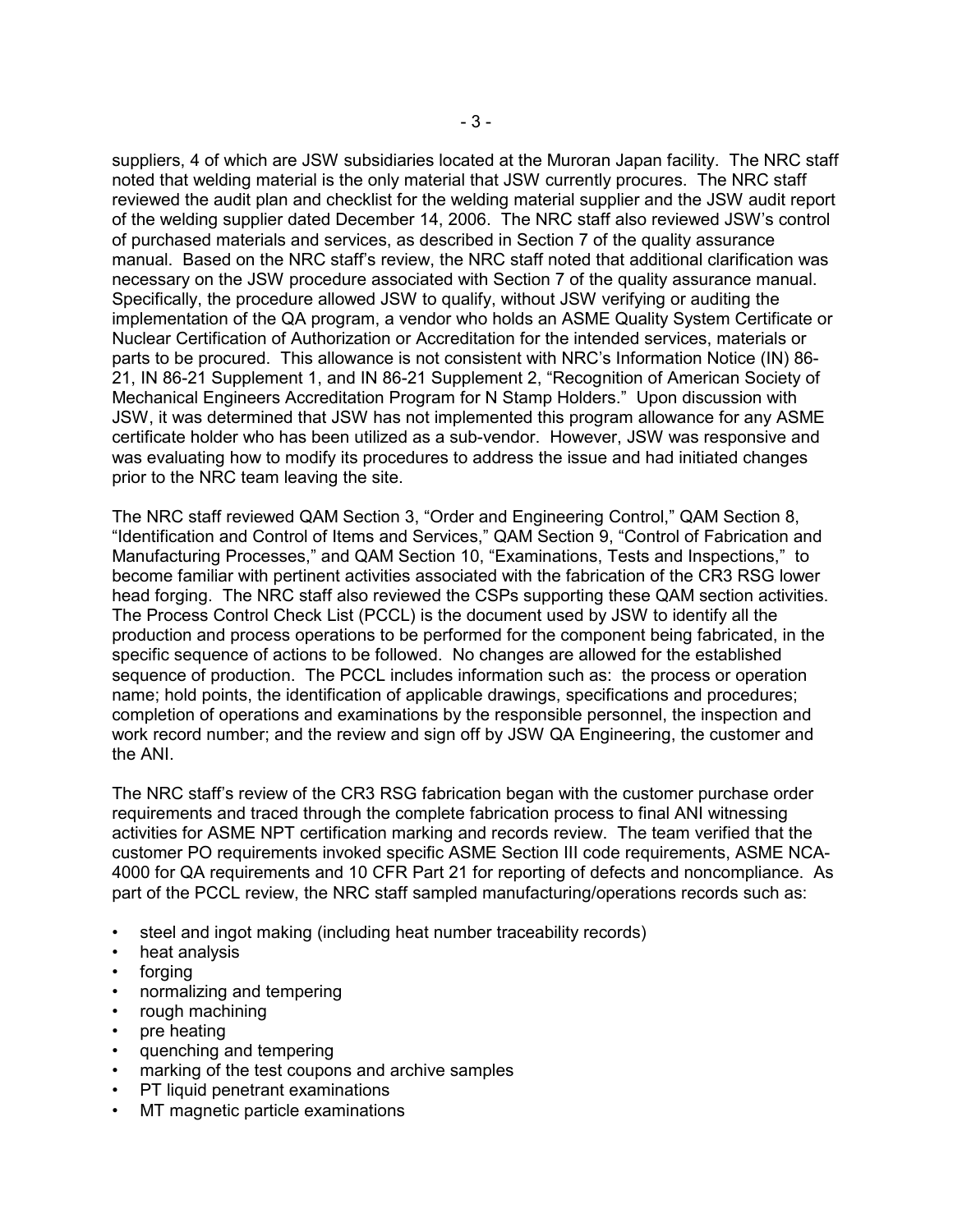suppliers, 4 of which are JSW subsidiaries located at the Muroran Japan facility. The NRC staff noted that welding material is the only material that JSW currently procures. The NRC staff reviewed the audit plan and checklist for the welding material supplier and the JSW audit report of the welding supplier dated December 14, 2006. The NRC staff also reviewed JSW's control of purchased materials and services, as described in Section 7 of the quality assurance manual. Based on the NRC staff's review, the NRC staff noted that additional clarification was necessary on the JSW procedure associated with Section 7 of the quality assurance manual. Specifically, the procedure allowed JSW to qualify, without JSW verifying or auditing the implementation of the QA program, a vendor who holds an ASME Quality System Certificate or Nuclear Certification of Authorization or Accreditation for the intended services, materials or parts to be procured. This allowance is not consistent with NRC's Information Notice (IN) 86-21, IN 86-21 Supplement 1, and IN 86-21 Supplement 2, "Recognition of American Society of Mechanical Engineers Accreditation Program for N Stamp Holders." Upon discussion with JSW, it was determined that JSW has not implemented this program allowance for any ASME certificate holder who has been utilized as a sub-vendor. However, JSW was responsive and was evaluating how to modify its procedures to address the issue and had initiated changes prior to the NRC team leaving the site.

The NRC staff reviewed QAM Section 3, "Order and Engineering Control," QAM Section 8, "Identification and Control of Items and Services," QAM Section 9, "Control of Fabrication and Manufacturing Processes," and QAM Section 10, "Examinations, Tests and Inspections," to become familiar with pertinent activities associated with the fabrication of the CR3 RSG lower head forging. The NRC staff also reviewed the CSPs supporting these QAM section activities. The Process Control Check List (PCCL) is the document used by JSW to identify all the production and process operations to be performed for the component being fabricated, in the specific sequence of actions to be followed. No changes are allowed for the established sequence of production. The PCCL includes information such as: the process or operation name; hold points, the identification of applicable drawings, specifications and procedures; completion of operations and examinations by the responsible personnel, the inspection and work record number; and the review and sign off by JSW QA Engineering, the customer and the ANI.

The NRC staff's review of the CR3 RSG fabrication began with the customer purchase order requirements and traced through the complete fabrication process to final ANI witnessing activities for ASME NPT certification marking and records review. The team verified that the customer PO requirements invoked specific ASME Section III code requirements, ASME NCA-4000 for QA requirements and 10 CFR Part 21 for reporting of defects and noncompliance. As part of the PCCL review, the NRC staff sampled manufacturing/operations records such as:

- steel and ingot making (including heat number traceability records)
- heat analysis
- forging
- normalizing and tempering
- rough machining
- pre heating
- quenching and tempering
- marking of the test coupons and archive samples
- PT liquid penetrant examinations
- MT magnetic particle examinations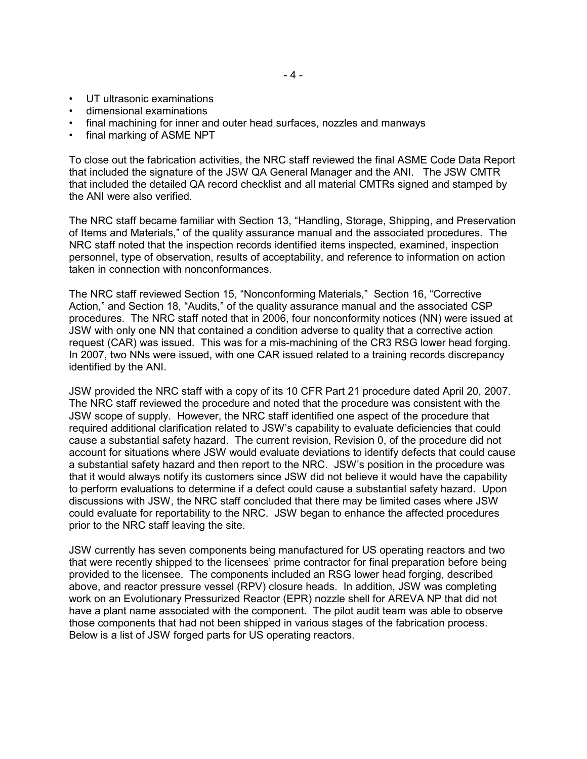- UT ultrasonic examinations
- dimensional examinations
- final machining for inner and outer head surfaces, nozzles and manways
- final marking of ASME NPT

To close out the fabrication activities, the NRC staff reviewed the final ASME Code Data Report that included the signature of the JSW QA General Manager and the ANI. The JSW CMTR that included the detailed QA record checklist and all material CMTRs signed and stamped by the ANI were also verified.

The NRC staff became familiar with Section 13, "Handling, Storage, Shipping, and Preservation of Items and Materials," of the quality assurance manual and the associated procedures. The NRC staff noted that the inspection records identified items inspected, examined, inspection personnel, type of observation, results of acceptability, and reference to information on action taken in connection with nonconformances.

The NRC staff reviewed Section 15, "Nonconforming Materials," Section 16, "Corrective Action," and Section 18, "Audits," of the quality assurance manual and the associated CSP procedures. The NRC staff noted that in 2006, four nonconformity notices (NN) were issued at JSW with only one NN that contained a condition adverse to quality that a corrective action request (CAR) was issued. This was for a mis-machining of the CR3 RSG lower head forging. In 2007, two NNs were issued, with one CAR issued related to a training records discrepancy identified by the ANI.

JSW provided the NRC staff with a copy of its 10 CFR Part 21 procedure dated April 20, 2007. The NRC staff reviewed the procedure and noted that the procedure was consistent with the JSW scope of supply. However, the NRC staff identified one aspect of the procedure that required additional clarification related to JSW's capability to evaluate deficiencies that could cause a substantial safety hazard. The current revision, Revision 0, of the procedure did not account for situations where JSW would evaluate deviations to identify defects that could cause a substantial safety hazard and then report to the NRC. JSW's position in the procedure was that it would always notify its customers since JSW did not believe it would have the capability to perform evaluations to determine if a defect could cause a substantial safety hazard. Upon discussions with JSW, the NRC staff concluded that there may be limited cases where JSW could evaluate for reportability to the NRC. JSW began to enhance the affected procedures prior to the NRC staff leaving the site.

JSW currently has seven components being manufactured for US operating reactors and two that were recently shipped to the licensees' prime contractor for final preparation before being provided to the licensee. The components included an RSG lower head forging, described above, and reactor pressure vessel (RPV) closure heads. In addition, JSW was completing work on an Evolutionary Pressurized Reactor (EPR) nozzle shell for AREVA NP that did not have a plant name associated with the component. The pilot audit team was able to observe those components that had not been shipped in various stages of the fabrication process. Below is a list of JSW forged parts for US operating reactors.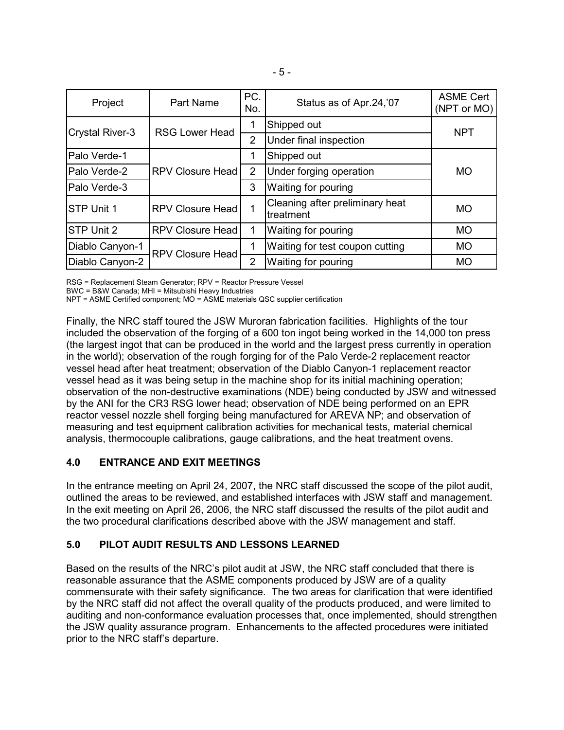| Project | Part Name | PC. No. | Status as of Apr.24,'07 | ASME Cert (NPT or MO) |
|---|---|---|---|---|
| Crystal River-3 | RSG Lower Head | 1 | Shipped out | NPT |
| | | 2 | Under final inspection | |
| Palo Verde-1 | RPV Closure Head | 1 | Shipped out | MO |
| Palo Verde-2 | | 2 | Under forging operation | |
| Palo Verde-3 | | 3 | Waiting for pouring | |
| STP Unit 1 | RPV Closure Head | 1 | Cleaning after preliminary heat treatment | MO |
| STP Unit 2 | RPV Closure Head | 1 | Waiting for pouring | MO |
| Diablo Canyon-1 | RPV Closure Head | 1 | Waiting for test coupon cutting | MO |
| Diablo Canyon-2 | | 2 | Waiting for pouring | MO |

RSG = Replacement Steam Generator; RPV = Reactor Pressure Vessel
BWC = B&W Canada; MHI = Mitsubishi Heavy Industries
NPT = ASME Certified component; MO = ASME materials QSC supplier certification

Finally, the NRC staff toured the JSW Muroran fabrication facilities. Highlights of the tour included the observation of the forging of a 600 ton ingot being worked in the 14,000 ton press (the largest ingot that can be produced in the world and the largest press currently in operation in the world); observation of the rough forging for of the Palo Verde-2 replacement reactor vessel head after heat treatment; observation of the Diablo Canyon-1 replacement reactor vessel head as it was being setup in the machine shop for its initial machining operation; observation of the non-destructive examinations (NDE) being conducted by JSW and witnessed by the ANI for the CR3 RSG lower head; observation of NDE being performed on an EPR reactor vessel nozzle shell forging being manufactured for AREVA NP; and observation of measuring and test equipment calibration activities for mechanical tests, material chemical analysis, thermocouple calibrations, gauge calibrations, and the heat treatment ovens.

## 4.0 ENTRANCE AND EXIT MEETINGS

In the entrance meeting on April 24, 2007, the NRC staff discussed the scope of the pilot audit, outlined the areas to be reviewed, and established interfaces with JSW staff and management. In the exit meeting on April 26, 2006, the NRC staff discussed the results of the pilot audit and the two procedural clarifications described above with the JSW management and staff.

## 5.0 PILOT AUDIT RESULTS AND LESSONS LEARNED

Based on the results of the NRC's pilot audit at JSW, the NRC staff concluded that there is reasonable assurance that the ASME components produced by JSW are of a quality commensurate with their safety significance. The two areas for clarification that were identified by the NRC staff did not affect the overall quality of the products produced, and were limited to auditing and non-conformance evaluation processes that, once implemented, should strengthen the JSW quality assurance program. Enhancements to the affected procedures were initiated prior to the NRC staff's departure.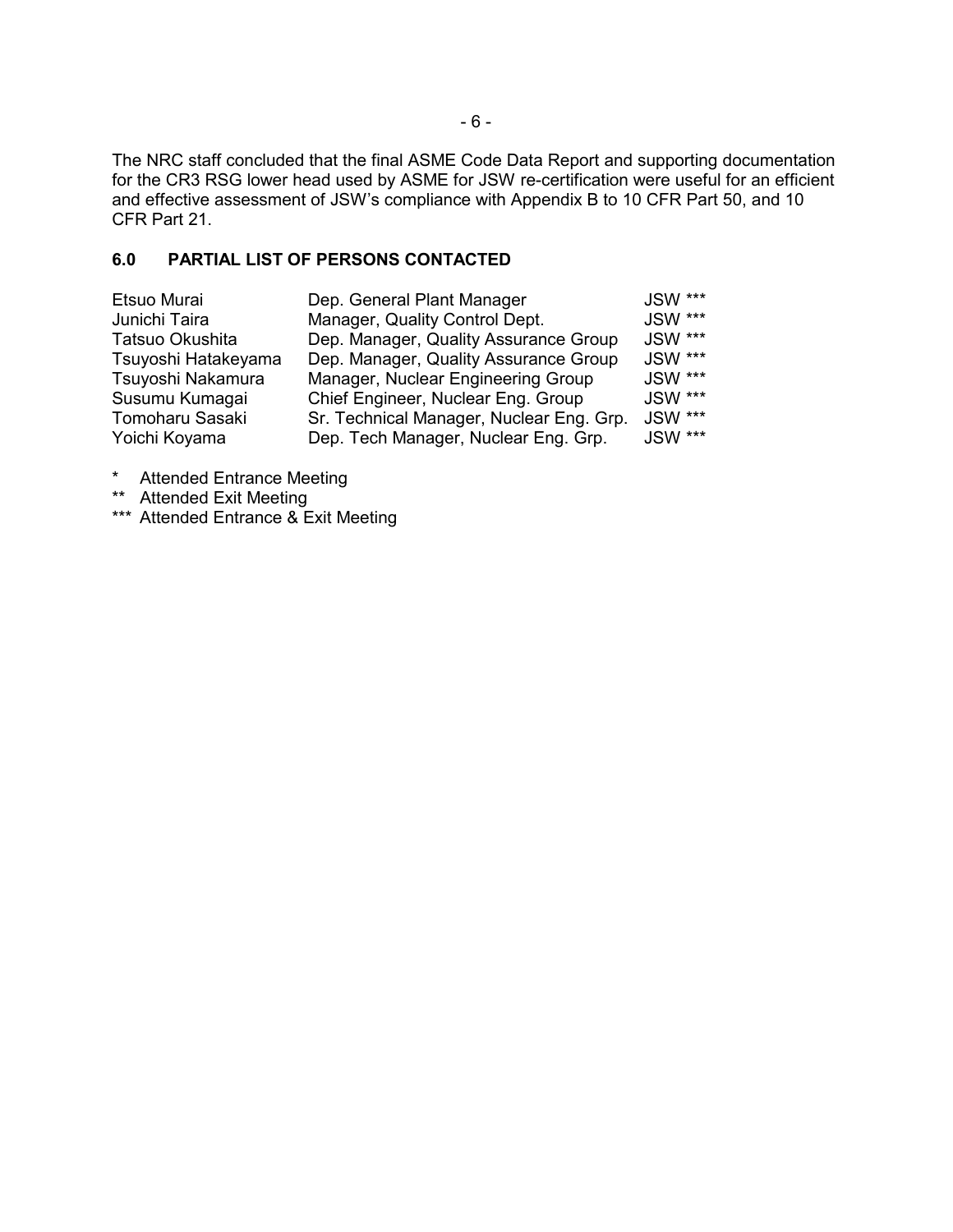The NRC staff concluded that the final ASME Code Data Report and supporting documentation for the CR3 RSG lower head used by ASME for JSW re-certification were useful for an efficient and effective assessment of JSW's compliance with Appendix B to 10 CFR Part 50, and 10 CFR Part 21.

## 6.0 PARTIAL LIST OF PERSONS CONTACTED

| | | |
|---|---|---|
| Etsuo Murai | Dep. General Plant Manager | JSW *** |
| Junichi Taira | Manager, Quality Control Dept. | JSW *** |
| Tatsuo Okushita | Dep. Manager, Quality Assurance Group | JSW *** |
| Tsuyoshi Hatakeyama | Dep. Manager, Quality Assurance Group | JSW *** |
| Tsuyoshi Nakamura | Manager, Nuclear Engineering Group | JSW *** |
| Susumu Kumagai | Chief Engineer, Nuclear Eng. Group | JSW *** |
| Tomoharu Sasaki | Sr. Technical Manager, Nuclear Eng. Grp. | JSW *** |
| Yoichi Koyama | Dep. Tech Manager, Nuclear Eng. Grp. | JSW *** |

\* Attended Entrance Meeting
\** Attended Exit Meeting
\*** Attended Entrance & Exit Meeting